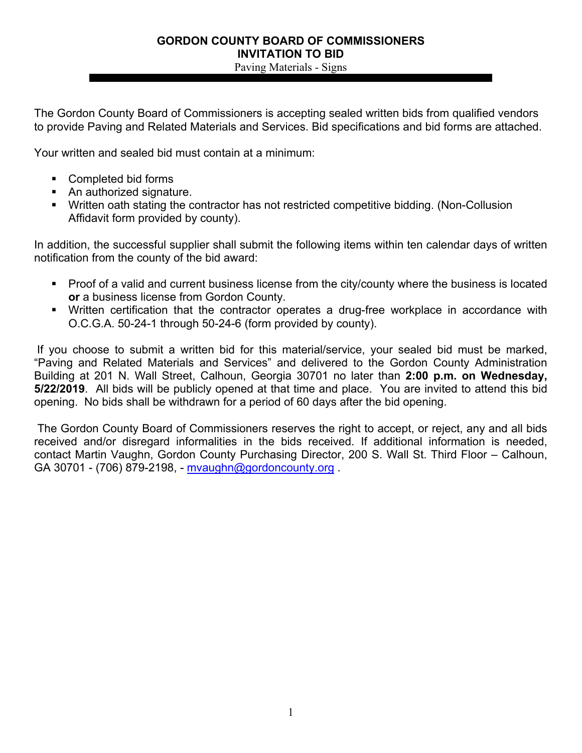# GORDON COUNTY BOARD OF COMMISSIONERS
## INVITATION TO BID
Paving Materials - Signs

---

The Gordon County Board of Commissioners is accepting sealed written bids from qualified vendors to provide Paving and Related Materials and Services. Bid specifications and bid forms are attached.

Your written and sealed bid must contain at a minimum:

- Completed bid forms
- An authorized signature.
- Written oath stating the contractor has not restricted competitive bidding. (Non-Collusion Affidavit form provided by county).

In addition, the successful supplier shall submit the following items within ten calendar days of written notification from the county of the bid award:

- Proof of a valid and current business license from the city/county where the business is located **or** a business license from Gordon County.
- Written certification that the contractor operates a drug-free workplace in accordance with O.C.G.A. 50-24-1 through 50-24-6 (form provided by county).

If you choose to submit a written bid for this material/service, your sealed bid must be marked, "Paving and Related Materials and Services" and delivered to the Gordon County Administration Building at 201 N. Wall Street, Calhoun, Georgia 30701 no later than **2:00 p.m. on Wednesday, 5/22/2019**. All bids will be publicly opened at that time and place. You are invited to attend this bid opening. No bids shall be withdrawn for a period of 60 days after the bid opening.

The Gordon County Board of Commissioners reserves the right to accept, or reject, any and all bids received and/or disregard informalities in the bids received. If additional information is needed, contact Martin Vaughn, Gordon County Purchasing Director, 200 S. Wall St. Third Floor – Calhoun, GA 30701 - (706) 879-2198, - mvaughn@gordoncounty.org .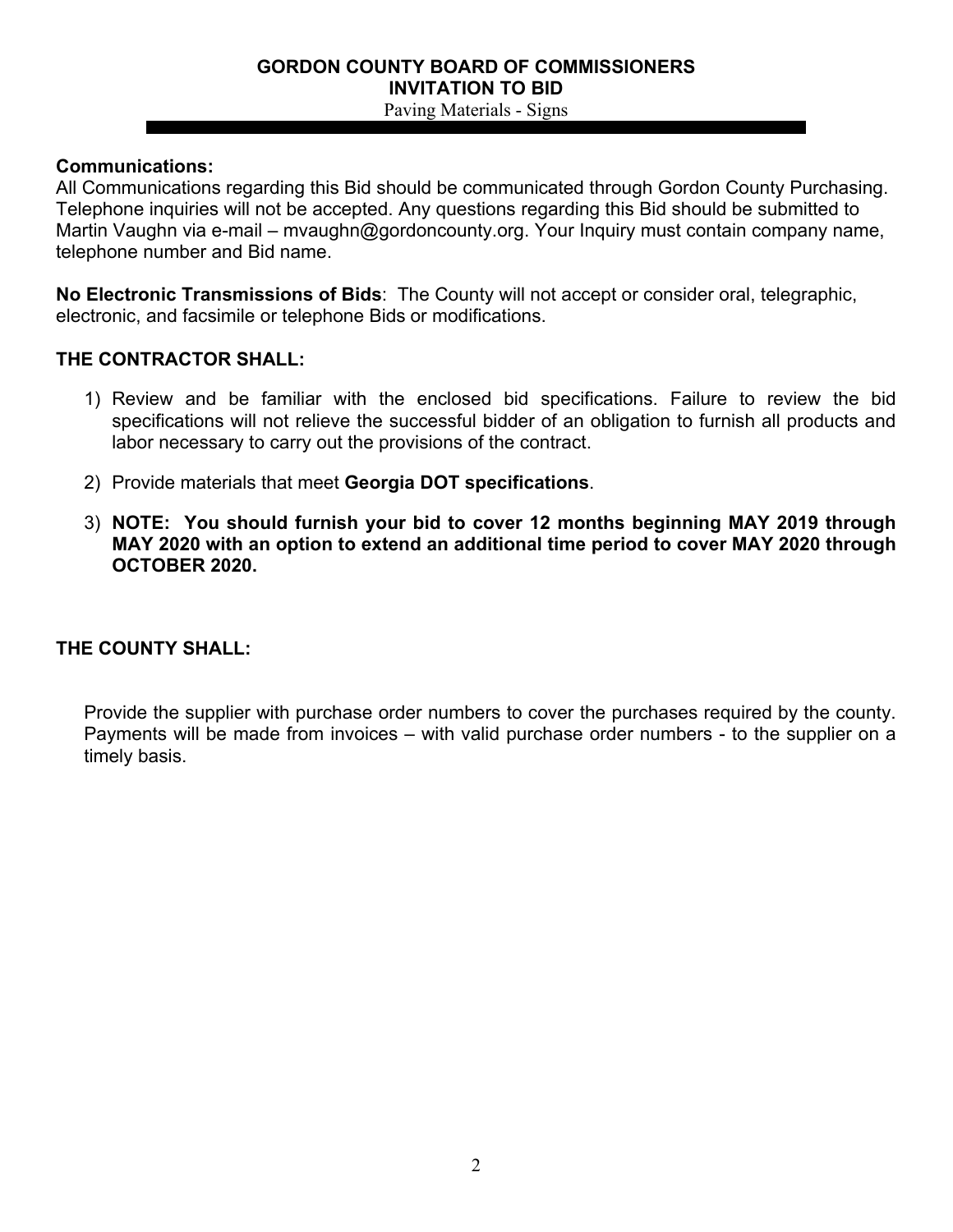# GORDON COUNTY BOARD OF COMMISSIONERS
## INVITATION TO BID
Paving Materials - Signs

**Communications:**
All Communications regarding this Bid should be communicated through Gordon County Purchasing. Telephone inquiries will not be accepted. Any questions regarding this Bid should be submitted to Martin Vaughn via e-mail – mvaughn@gordoncounty.org. Your Inquiry must contain company name, telephone number and Bid name.

**No Electronic Transmissions of Bids**: The County will not accept or consider oral, telegraphic, electronic, and facsimile or telephone Bids or modifications.

**THE CONTRACTOR SHALL:**

1) Review and be familiar with the enclosed bid specifications. Failure to review the bid specifications will not relieve the successful bidder of an obligation to furnish all products and labor necessary to carry out the provisions of the contract.
2) Provide materials that meet **Georgia DOT specifications**.
3) **NOTE: You should furnish your bid to cover 12 months beginning MAY 2019 through MAY 2020 with an option to extend an additional time period to cover MAY 2020 through OCTOBER 2020.**

**THE COUNTY SHALL:**

Provide the supplier with purchase order numbers to cover the purchases required by the county. Payments will be made from invoices – with valid purchase order numbers - to the supplier on a timely basis.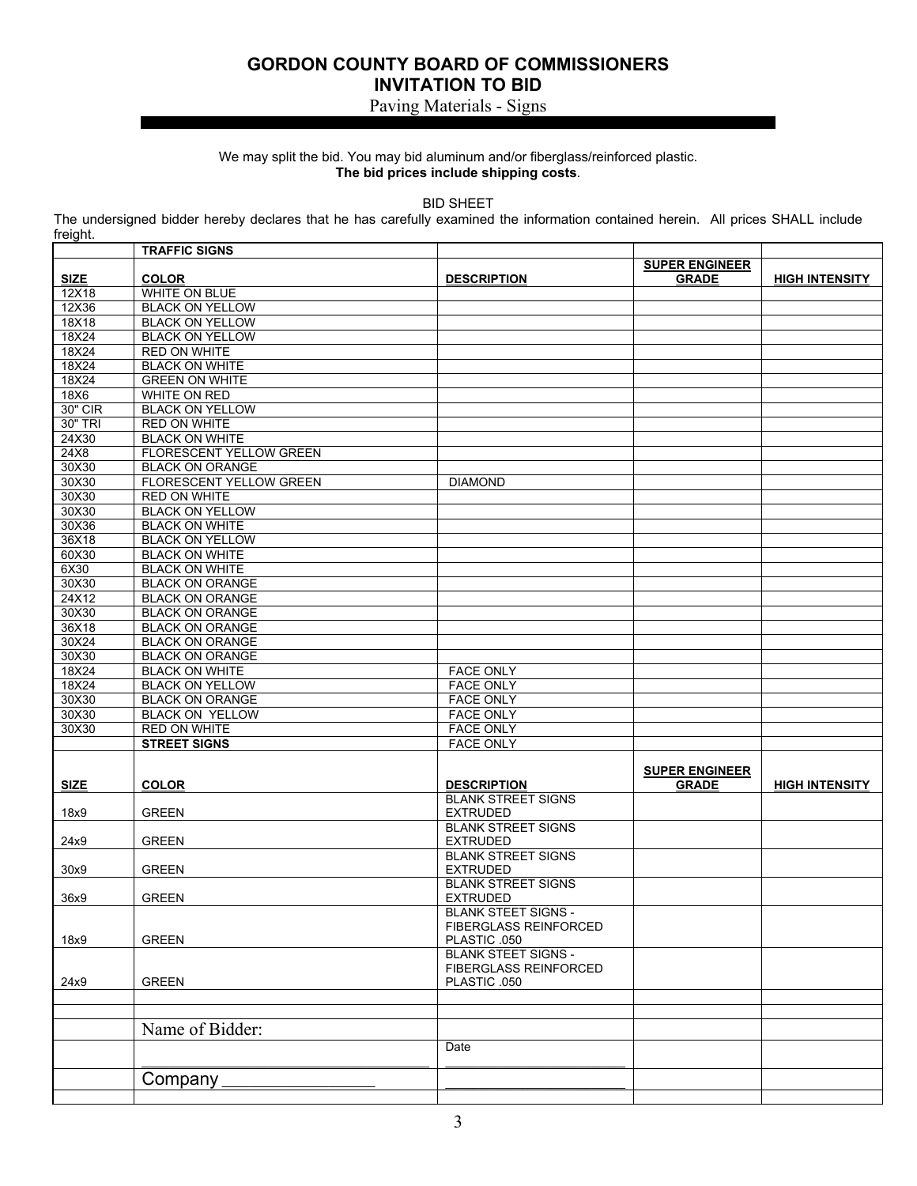# GORDON COUNTY BOARD OF COMMISSIONERS

## INVITATION TO BID

Paving Materials - Signs

We may split the bid. You may bid aluminum and/or fiberglass/reinforced plastic.
**The bid prices include shipping costs**.

BID SHEET

The undersigned bidder hereby declares that he has carefully examined the information contained herein. All prices SHALL include freight.

| | **TRAFFIC SIGNS** | | | |
|---|---|---|---|---|
| **SIZE** | **COLOR** | **DESCRIPTION** | **SUPER ENGINEER GRADE** | **HIGH INTENSITY** |
| 12X18 | WHITE ON BLUE | | | |
| 12X36 | BLACK ON YELLOW | | | |
| 18X18 | BLACK ON YELLOW | | | |
| 18X24 | BLACK ON YELLOW | | | |
| 18X24 | RED ON WHITE | | | |
| 18X24 | BLACK ON WHITE | | | |
| 18X24 | GREEN ON WHITE | | | |
| 18X6 | WHITE ON RED | | | |
| 30" CIR | BLACK ON YELLOW | | | |
| 30" TRI | RED ON WHITE | | | |
| 24X30 | BLACK ON WHITE | | | |
| 24X8 | FLORESCENT YELLOW GREEN | | | |
| 30X30 | BLACK ON ORANGE | | | |
| 30X30 | FLORESCENT YELLOW GREEN | DIAMOND | | |
| 30X30 | RED ON WHITE | | | |
| 30X30 | BLACK ON YELLOW | | | |
| 30X36 | BLACK ON WHITE | | | |
| 36X18 | BLACK ON YELLOW | | | |
| 60X30 | BLACK ON WHITE | | | |
| 6X30 | BLACK ON WHITE | | | |
| 30X30 | BLACK ON ORANGE | | | |
| 24X12 | BLACK ON ORANGE | | | |
| 30X30 | BLACK ON ORANGE | | | |
| 36X18 | BLACK ON ORANGE | | | |
| 30X24 | BLACK ON ORANGE | | | |
| 30X30 | BLACK ON ORANGE | | | |
| 18X24 | BLACK ON WHITE | FACE ONLY | | |
| 18X24 | BLACK ON YELLOW | FACE ONLY | | |
| 30X30 | BLACK ON ORANGE | FACE ONLY | | |
| 30X30 | BLACK ON YELLOW | FACE ONLY | | |
| 30X30 | RED ON WHITE | FACE ONLY | | |
| | **STREET SIGNS** | FACE ONLY | | |
| **SIZE** | **COLOR** | **DESCRIPTION** | **SUPER ENGINEER GRADE** | **HIGH INTENSITY** |
| 18x9 | GREEN | BLANK STREET SIGNS EXTRUDED | | |
| 24x9 | GREEN | BLANK STREET SIGNS EXTRUDED | | |
| 30x9 | GREEN | BLANK STREET SIGNS EXTRUDED | | |
| 36x9 | GREEN | BLANK STREET SIGNS EXTRUDED | | |
| 18x9 | GREEN | BLANK STEET SIGNS - FIBERGLASS REINFORCED PLASTIC .050 | | |
| 24x9 | GREEN | BLANK STEET SIGNS - FIBERGLASS REINFORCED PLASTIC .050 | | |
| | | | | |
| | | | | |
| | Name of Bidder: | | | |
| | ______________________________ | Date ____________________ | | |
| | Company ________________ | ____________________ | | |
| | | | | |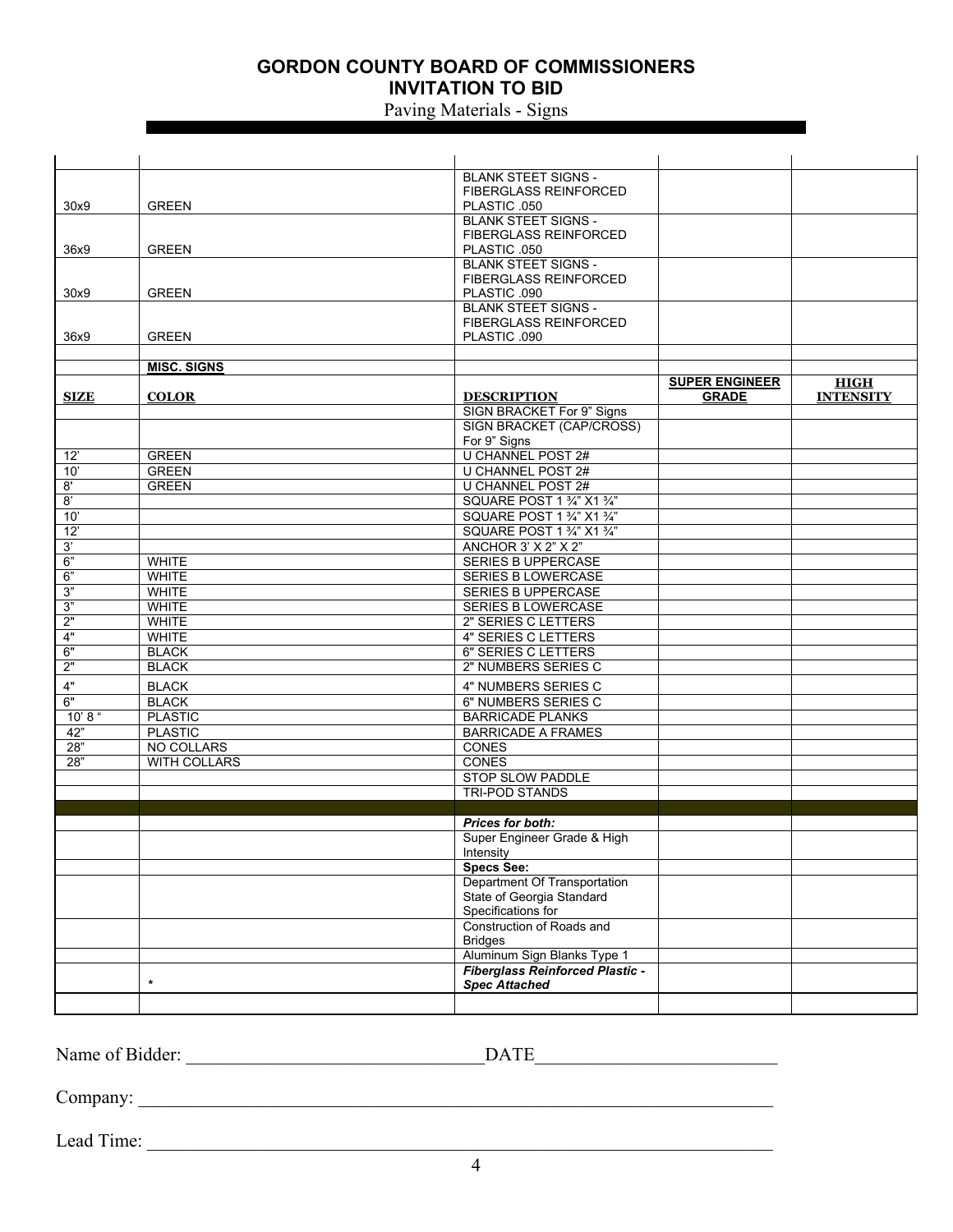# GORDON COUNTY BOARD OF COMMISSIONERS
## INVITATION TO BID
Paving Materials - Signs

| | | | | |
|---|---|---|---|---|
| 30x9 | GREEN | BLANK STEET SIGNS - FIBERGLASS REINFORCED PLASTIC .050 | | |
| 36x9 | GREEN | BLANK STEET SIGNS - FIBERGLASS REINFORCED PLASTIC .050 | | |
| 30x9 | GREEN | BLANK STEET SIGNS - FIBERGLASS REINFORCED PLASTIC .090 | | |
| 36x9 | GREEN | BLANK STEET SIGNS - FIBERGLASS REINFORCED PLASTIC .090 | | |
| | | | | |
| | **MISC. SIGNS** | | | |
| **SIZE** | **COLOR** | **DESCRIPTION** | **SUPER ENGINEER GRADE** | **HIGH INTENSITY** |
| | | SIGN BRACKET For 9" Signs | | |
| | | SIGN BRACKET (CAP/CROSS) For 9" Signs | | |
| 12' | GREEN | U CHANNEL POST 2# | | |
| 10' | GREEN | U CHANNEL POST 2# | | |
| 8' | GREEN | U CHANNEL POST 2# | | |
| 8' | | SQUARE POST 1 ¾" X1 ¾" | | |
| 10' | | SQUARE POST 1 ¾" X1 ¾" | | |
| 12' | | SQUARE POST 1 ¾" X1 ¾" | | |
| 3' | | ANCHOR 3' X 2" X 2" | | |
| 6" | WHITE | SERIES B UPPERCASE | | |
| 6" | WHITE | SERIES B LOWERCASE | | |
| 3" | WHITE | SERIES B UPPERCASE | | |
| 3" | WHITE | SERIES B LOWERCASE | | |
| 2" | WHITE | 2" SERIES C LETTERS | | |
| 4" | WHITE | 4" SERIES C LETTERS | | |
| 6" | BLACK | 6" SERIES C LETTERS | | |
| 2" | BLACK | 2" NUMBERS SERIES C | | |
| 4" | BLACK | 4" NUMBERS SERIES C | | |
| 6" | BLACK | 6" NUMBERS SERIES C | | |
| 10' 8 " | PLASTIC | BARRICADE PLANKS | | |
| 42" | PLASTIC | BARRICADE A FRAMES | | |
| 28" | NO COLLARS | CONES | | |
| 28" | WITH COLLARS | CONES | | |
| | | STOP SLOW PADDLE | | |
| | | TRI-POD STANDS | | |
| | | | | |
| | | ***Prices for both:*** | | |
| | | Super Engineer Grade & High Intensity | | |
| | | **Specs See:** | | |
| | | Department Of Transportation State of Georgia Standard Specifications for | | |
| | | Construction of Roads and Bridges | | |
| | | Aluminum Sign Blanks Type 1 | | |
| | * | ***Fiberglass Reinforced Plastic - Spec Attached*** | | |
| | | | | |

Name of Bidder: ________________________________DATE__________________________

Company: ______________________________________________________________________

Lead Time: _____________________________________________________________________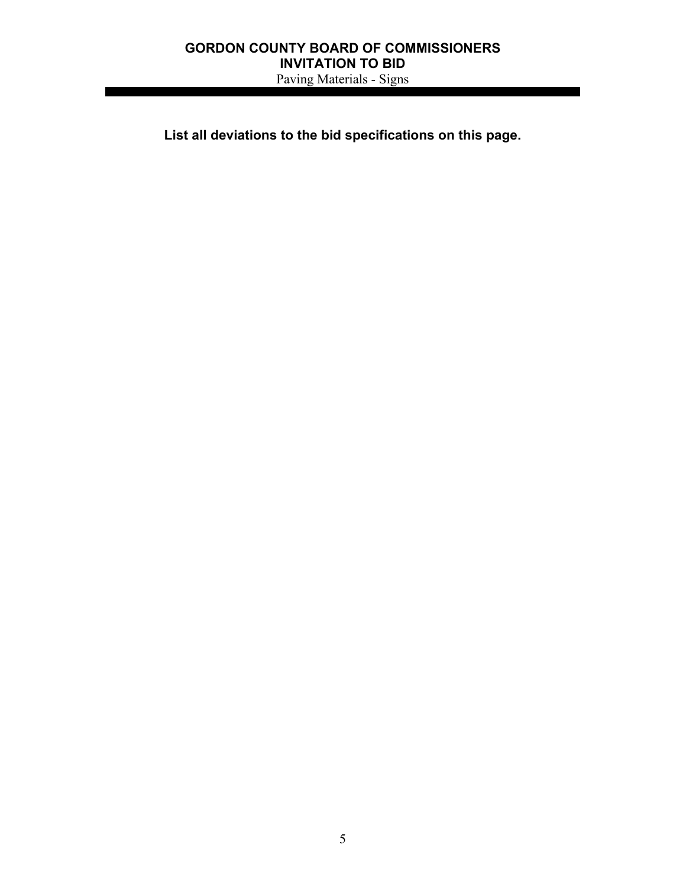**List all deviations to the bid specifications on this page.**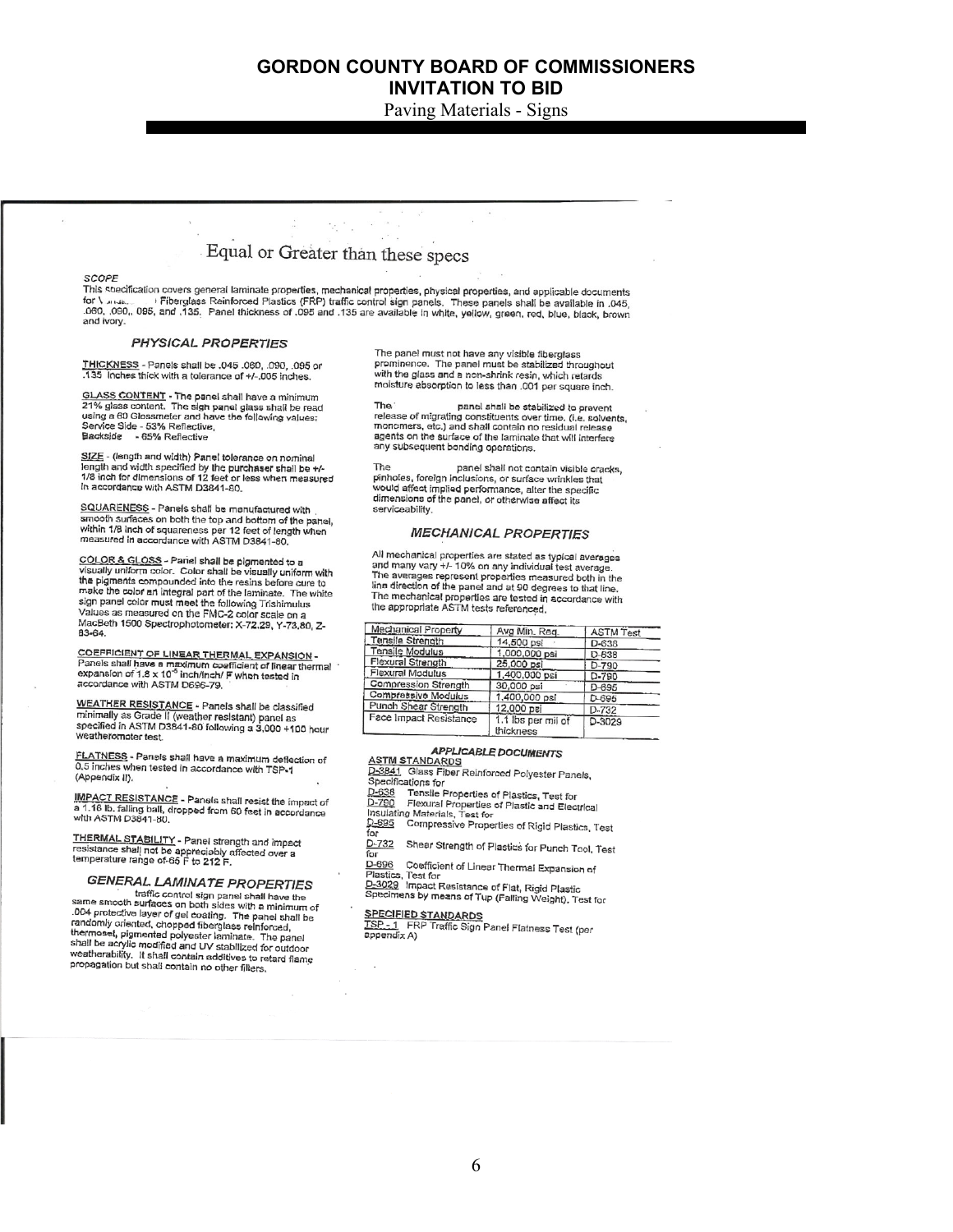# GORDON COUNTY BOARD OF COMMISSIONERS
## INVITATION TO BID
Paving Materials - Signs

## Equal or Greater than these specs

*SCOPE*

This specification covers general laminate properties, mechanical properties, physical properties, and applicable documents for \ Fiberglass Reinforced Plastics (FRP) traffic control sign panels. These panels shall be available in .045, .060, .090,, 095, and .135. Panel thickness of .095 and .135 are available in white, yellow, green, red, blue, black, brown and ivory.

### PHYSICAL PROPERTIES

THICKNESS - Panels shall be .045 .060, .090, .095 or .135 inches thick with a tolerance of +/-.005 inches.

GLASS CONTENT - The panel shall have a minimum 21% glass content. The sign panel glass shall be read using a 60 Glossmeter and have the following values; Service Side - 53% Reflective, Backside - 65% Reflective

SIZE - (length and width) Panel tolerance on nominal length and width specified by the purchaser shall be +/- 1/8 inch for dimensions of 12 feet or less when measured in accordance with ASTM D3841-80.

SQUARENESS - Panels shall be manufactured with smooth surfaces on both the top and bottom of the panel, within 1/8 inch of squareness per 12 feet of length when measured in accordance with ASTM D3841-80.

COLOR & GLOSS - Panel shall be pigmented to a visually uniform color. Color shall be visually uniform with the pigments compounded into the resins before cure to make the color an integral part of the laminate. The white sign panel color must meet the following Trishimulus Values as measured on the FMC-2 color scale on a MacBeth 1500 Spectrophotometer: X-72.29, Y-73.80, Z-83-64.

COEFFICIENT OF LINEAR THERMAL EXPANSION - Panels shall have a maximum coefficient of linear thermal expansion of $1.8 \times 10^{-5}$ inch/inch/ F when tested in accordance with ASTM D696-79.

WEATHER RESISTANCE - Panels shall be classified minimally as Grade II (weather resistant) panel as specified in ASTM D3841-80 following a 3,000 +100 hour weatherometer test.

FLATNESS - Panels shall have a maximum deflection of 0.5 inches when tested in accordance with TSP-1 (Appendix II).

IMPACT RESISTANCE - Panels shall resist the impact of a 1.16 lb. falling ball, dropped from 60 feet in accordance with ASTM D3841-80.

THERMAL STABILITY - Panel strength and impact resistance shall not be appreciably affected over a temperature range of-65 F to 212 F.

### GENERAL LAMINATE PROPERTIES

traffic control sign panel shall have the same smooth surfaces on both sides with a minimum of .004 protective layer of gel coating. The panel shall be randomly oriented, chopped fiberglass reinforced, thermoset, pigmented polyester laminate. The panel shall be acrylic modified and UV stabilized for outdoor weatherability. It shall contain additives to retard flame propagation but shall contain no other fillers.

The panel must not have any visible fiberglass prominence. The panel must be stabilized throughout with the glass and a non-shrink resin, which retards moisture absorption to less than .001 per square inch.

The panel shall be stabilized to prevent release of migrating constituents over time. (i.e. solvents, monomers, etc.) and shall contain no residual release agents on the surface of the laminate that will interfere any subsequent bonding operations.

The panel shall not contain visible cracks, pinholes, foreign inclusions, or surface wrinkles that would affect implied performance, alter the specific dimensions of the panel, or otherwise affect its serviceability.

### MECHANICAL PROPERTIES

All mechanical properties are stated as typical averages and many vary +/- 10% on any individual test average. The averages represent properties measured both in the line direction of the panel and at 90 degrees to that line. The mechanical properties are tested in accordance with the appropriate ASTM tests referenced.

| Mechanical Property | Avg Min. Req. | ASTM Test |
|---|---|---|
| Tensile Strength | 14,500 psi | D-638 |
| Tensile Modulus | 1,000,000 psi | D-638 |
| Flexural Strength | 25,000 psi | D-790 |
| Flexural Modulus | 1,400,000 psi | D-790 |
| Compression Strength | 30,000 psi | D-695 |
| Compressive Modulus | 1,400,000 psi | D-695 |
| Punch Shear Strength | 12,000 psi | D-732 |
| Face Impact Resistance | 1.1 lbs per mil of thickness | D-3029 |

### APPLICABLE DOCUMENTS

ASTM STANDARDS

D-3841 Glass Fiber Reinforced Polyester Panels, Specifications for
D-638 Tensile Properties of Plastics, Test for
D-790 Flexural Properties of Plastic and Electrical Insulating Materials, Test for
D-695 Compressive Properties of Rigid Plastics, Test for
D-732 Shear Strength of Plastics for Punch Tool, Test for
D-696 Coefficient of Linear Thermal Expansion of Plastics, Test for
D-3029 Impact Resistance of Flat, Rigid Plastic Specimens by means of Tup (Falling Weight), Test for

SPECIFIED STANDARDS

TSP - 1 FRP Traffic Sign Panel Flatness Test (per appendix A)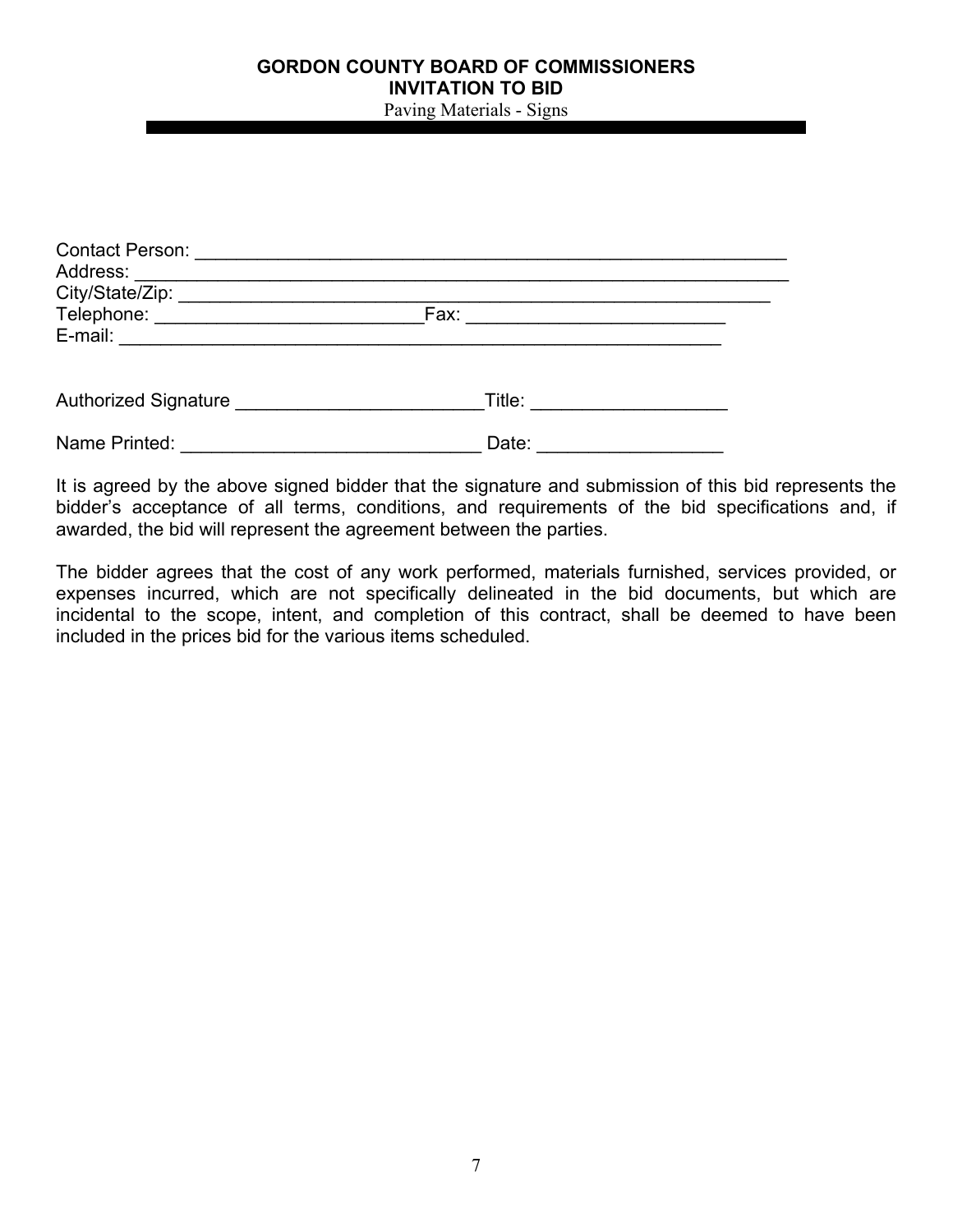Contact Person: ___________________________________________________________
Address: _________________________________________________________________
City/State/Zip: ____________________________________________________________
Telephone: ___________________________Fax: __________________________
E-mail: ______________________________________________________________

Authorized Signature ________________________Title: ___________________

Name Printed: _____________________________ Date: __________________

It is agreed by the above signed bidder that the signature and submission of this bid represents the bidder's acceptance of all terms, conditions, and requirements of the bid specifications and, if awarded, the bid will represent the agreement between the parties.

The bidder agrees that the cost of any work performed, materials furnished, services provided, or expenses incurred, which are not specifically delineated in the bid documents, but which are incidental to the scope, intent, and completion of this contract, shall be deemed to have been included in the prices bid for the various items scheduled.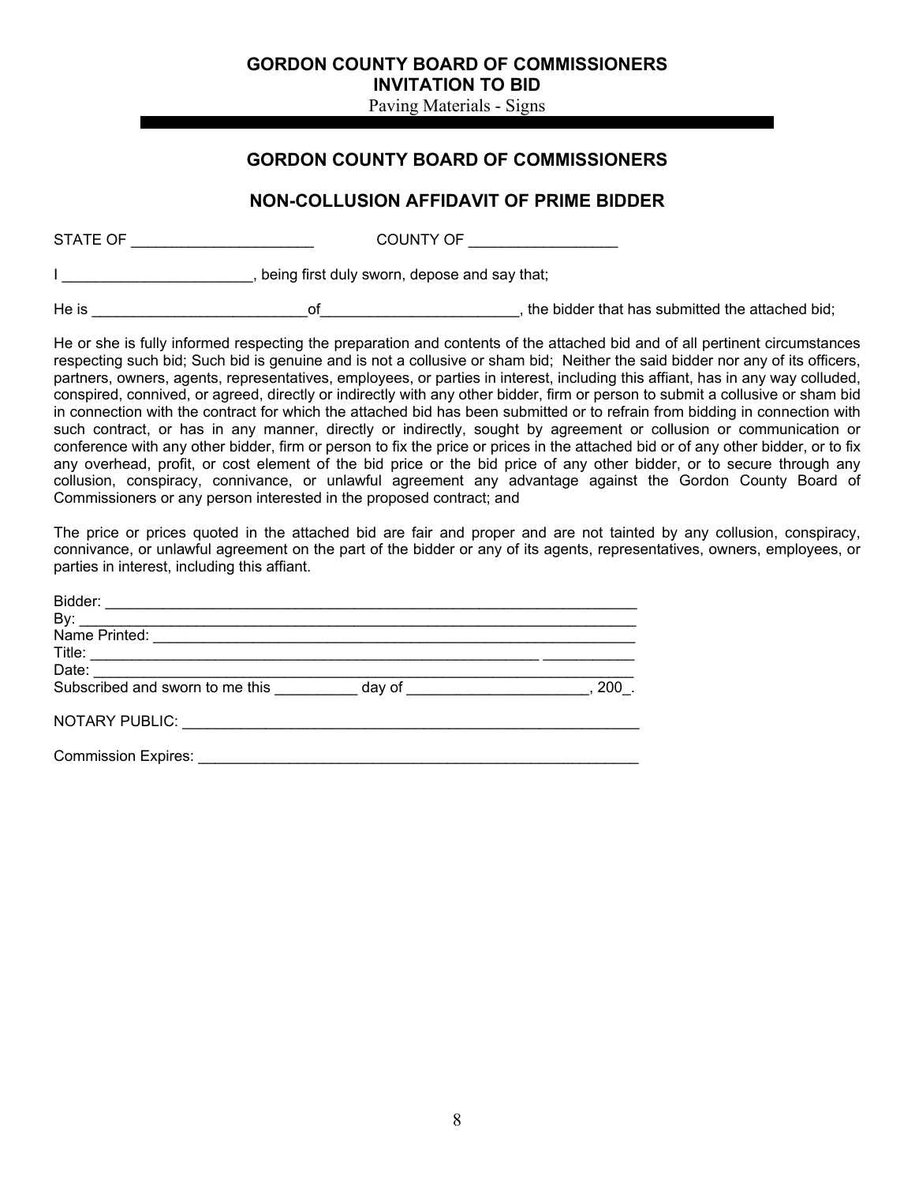**GORDON COUNTY BOARD OF COMMISSIONERS**
**INVITATION TO BID**
Paving Materials - Signs

## GORDON COUNTY BOARD OF COMMISSIONERS

## NON-COLLUSION AFFIDAVIT OF PRIME BIDDER

STATE OF ______________________ COUNTY OF __________________

I _______________________, being first duly sworn, depose and say that;

He is __________________________of________________________, the bidder that has submitted the attached bid;

He or she is fully informed respecting the preparation and contents of the attached bid and of all pertinent circumstances respecting such bid; Such bid is genuine and is not a collusive or sham bid; Neither the said bidder nor any of its officers, partners, owners, agents, representatives, employees, or parties in interest, including this affiant, has in any way colluded, conspired, connived, or agreed, directly or indirectly with any other bidder, firm or person to submit a collusive or sham bid in connection with the contract for which the attached bid has been submitted or to refrain from bidding in connection with such contract, or has in any manner, directly or indirectly, sought by agreement or collusion or communication or conference with any other bidder, firm or person to fix the price or prices in the attached bid or of any other bidder, or to fix any overhead, profit, or cost element of the bid price or the bid price of any other bidder, or to secure through any collusion, conspiracy, connivance, or unlawful agreement any advantage against the Gordon County Board of Commissioners or any person interested in the proposed contract; and

The price or prices quoted in the attached bid are fair and proper and are not tainted by any collusion, conspiracy, connivance, or unlawful agreement on the part of the bidder or any of its agents, representatives, owners, employees, or parties in interest, including this affiant.

Bidder: ____________________________________________________________________
By: _______________________________________________________________________
Name Printed: _______________________________________________________________
Title: ___________________________________________________________ ___________
Date: _____________________________________________________________________
Subscribed and sworn to me this __________ day of ______________________, 200_.

NOTARY PUBLIC: _________________________________________________________

Commission Expires: ______________________________________________________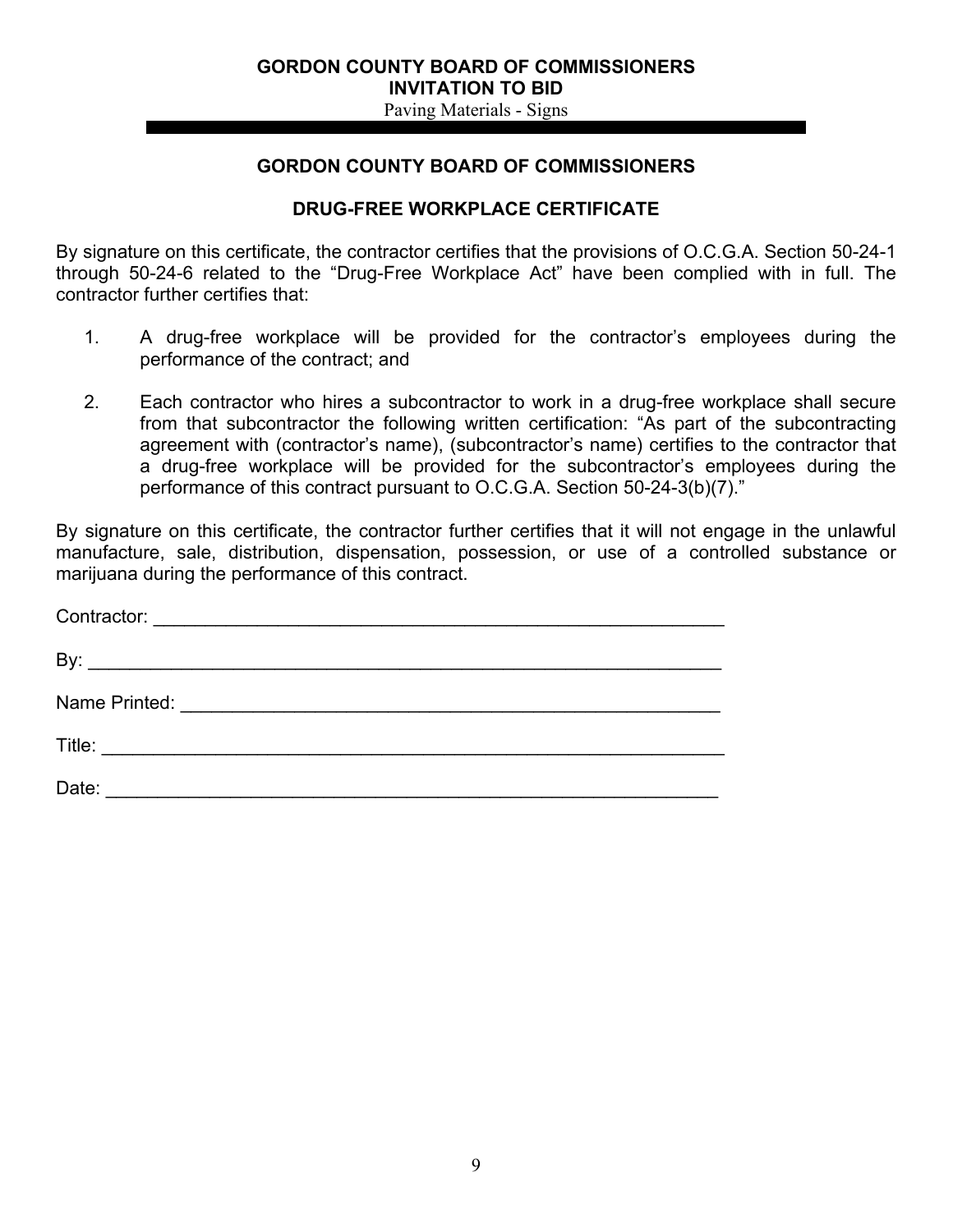## GORDON COUNTY BOARD OF COMMISSIONERS

### DRUG-FREE WORKPLACE CERTIFICATE

By signature on this certificate, the contractor certifies that the provisions of O.C.G.A. Section 50-24-1 through 50-24-6 related to the "Drug-Free Workplace Act" have been complied with in full. The contractor further certifies that:

1. A drug-free workplace will be provided for the contractor's employees during the performance of the contract; and

2. Each contractor who hires a subcontractor to work in a drug-free workplace shall secure from that subcontractor the following written certification: "As part of the subcontracting agreement with (contractor's name), (subcontractor's name) certifies to the contractor that a drug-free workplace will be provided for the subcontractor's employees during the performance of this contract pursuant to O.C.G.A. Section 50-24-3(b)(7)."

By signature on this certificate, the contractor further certifies that it will not engage in the unlawful manufacture, sale, distribution, dispensation, possession, or use of a controlled substance or marijuana during the performance of this contract.

Contractor: ___________________________________________________________

By: _________________________________________________________________

Name Printed: ________________________________________________________

Title: _______________________________________________________________

Date: _______________________________________________________________